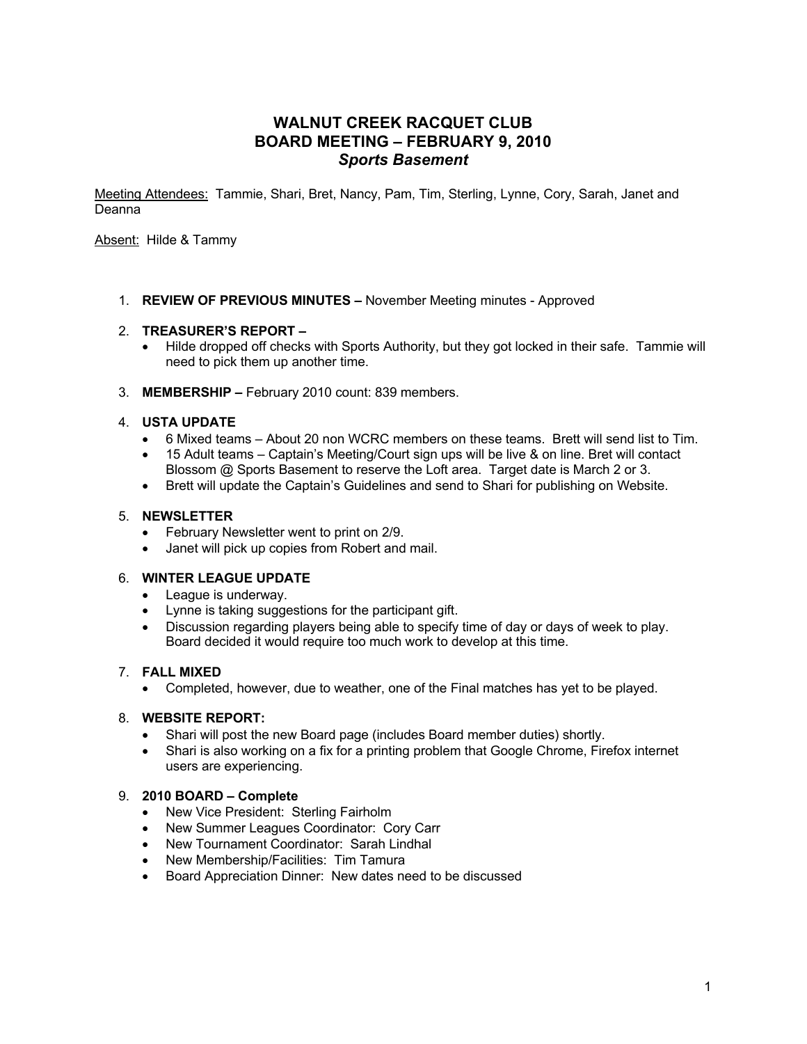# WALNUT CREEK RACQUET CLUB
# BOARD MEETING – FEBRUARY 9, 2010
## *Sports Basement*

Meeting Attendees: Tammie, Shari, Bret, Nancy, Pam, Tim, Sterling, Lynne, Cory, Sarah, Janet and Deanna

Absent: Hilde & Tammy

1. **REVIEW OF PREVIOUS MINUTES –** November Meeting minutes - Approved

2. **TREASURER'S REPORT –**
   - Hilde dropped off checks with Sports Authority, but they got locked in their safe. Tammie will need to pick them up another time.

3. **MEMBERSHIP –** February 2010 count: 839 members.

4. **USTA UPDATE**
   - 6 Mixed teams – About 20 non WCRC members on these teams. Brett will send list to Tim.
   - 15 Adult teams – Captain's Meeting/Court sign ups will be live & on line. Bret will contact Blossom @ Sports Basement to reserve the Loft area. Target date is March 2 or 3.
   - Brett will update the Captain's Guidelines and send to Shari for publishing on Website.

5. **NEWSLETTER**
   - February Newsletter went to print on 2/9.
   - Janet will pick up copies from Robert and mail.

6. **WINTER LEAGUE UPDATE**
   - League is underway.
   - Lynne is taking suggestions for the participant gift.
   - Discussion regarding players being able to specify time of day or days of week to play. Board decided it would require too much work to develop at this time.

7. **FALL MIXED**
   - Completed, however, due to weather, one of the Final matches has yet to be played.

8. **WEBSITE REPORT:**
   - Shari will post the new Board page (includes Board member duties) shortly.
   - Shari is also working on a fix for a printing problem that Google Chrome, Firefox internet users are experiencing.

9. **2010 BOARD – Complete**
   - New Vice President: Sterling Fairholm
   - New Summer Leagues Coordinator: Cory Carr
   - New Tournament Coordinator: Sarah Lindhal
   - New Membership/Facilities: Tim Tamura
   - Board Appreciation Dinner: New dates need to be discussed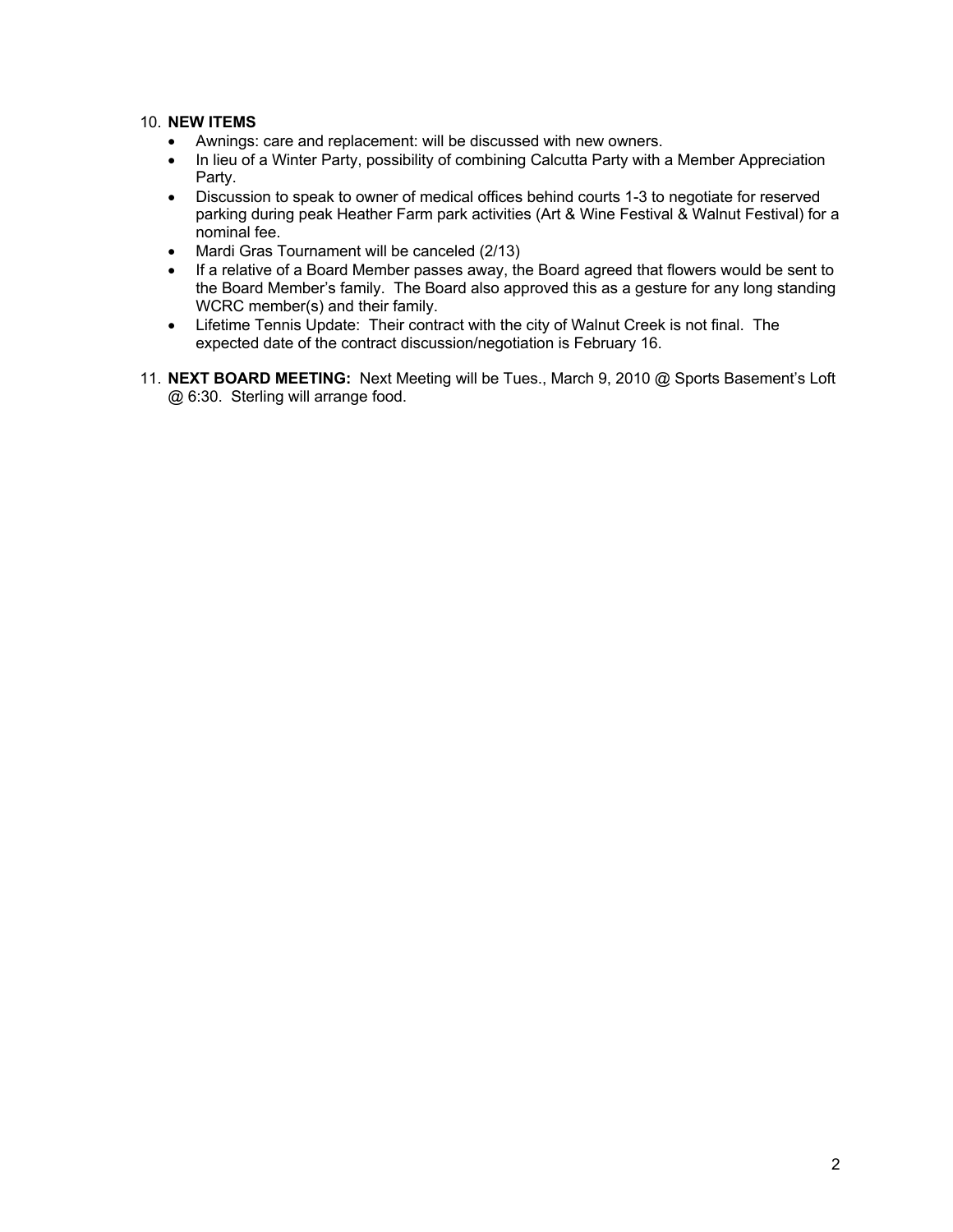10. **NEW ITEMS**
    - Awnings: care and replacement: will be discussed with new owners.
    - In lieu of a Winter Party, possibility of combining Calcutta Party with a Member Appreciation Party.
    - Discussion to speak to owner of medical offices behind courts 1-3 to negotiate for reserved parking during peak Heather Farm park activities (Art & Wine Festival & Walnut Festival) for a nominal fee.
    - Mardi Gras Tournament will be canceled (2/13)
    - If a relative of a Board Member passes away, the Board agreed that flowers would be sent to the Board Member's family. The Board also approved this as a gesture for any long standing WCRC member(s) and their family.
    - Lifetime Tennis Update: Their contract with the city of Walnut Creek is not final. The expected date of the contract discussion/negotiation is February 16.

11. **NEXT BOARD MEETING:** Next Meeting will be Tues., March 9, 2010 @ Sports Basement's Loft @ 6:30. Sterling will arrange food.